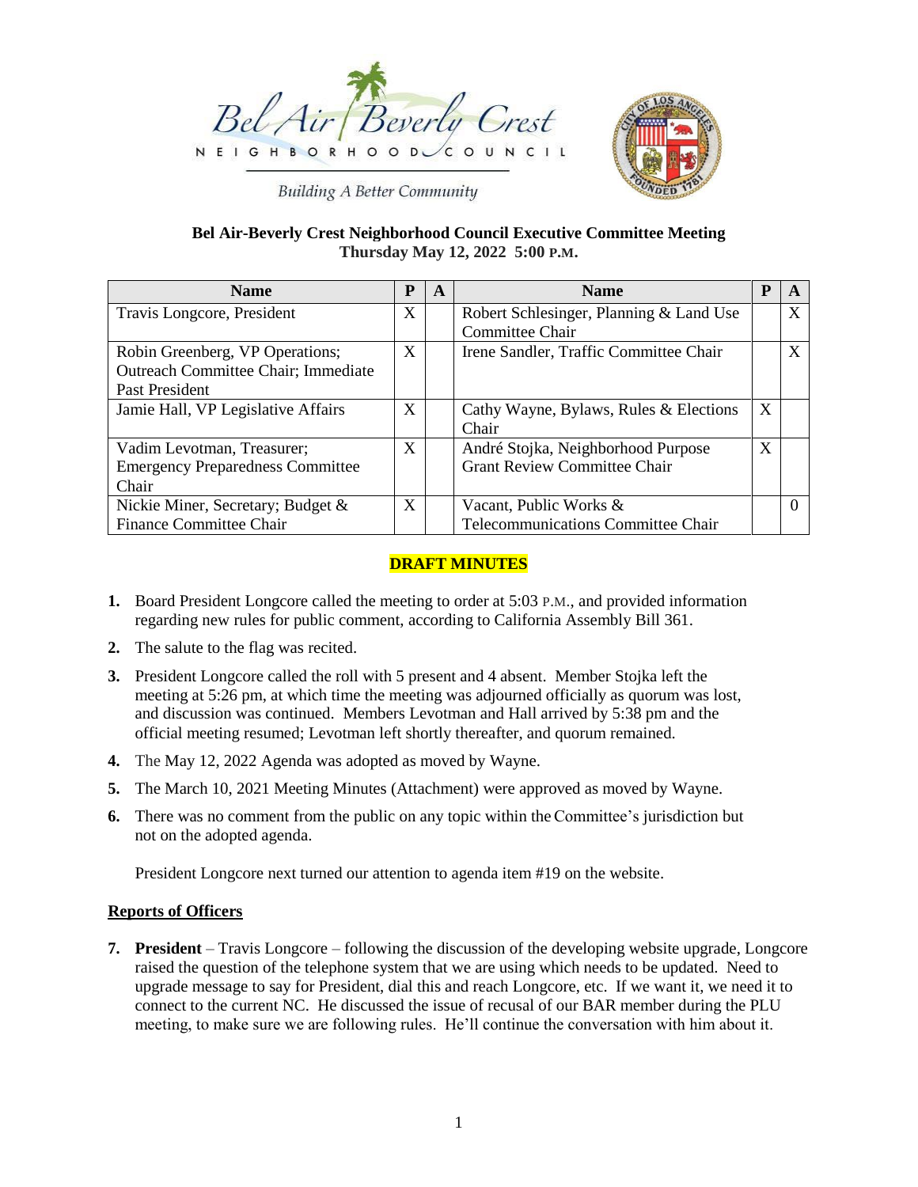Bel Air Beverly Crest NEIGHBORHOOD COUNCIL

Building A Better Community

**Bel Air-Beverly Crest Neighborhood Council Executive Committee Meeting**
**Thursday May 12, 2022 5:00 P.M.**

| Name | P | A | Name | P | A |
|---|---|---|---|---|---|
| Travis Longcore, President | X | | Robert Schlesinger, Planning & Land Use Committee Chair | | X |
| Robin Greenberg, VP Operations; Outreach Committee Chair; Immediate Past President | X | | Irene Sandler, Traffic Committee Chair | | X |
| Jamie Hall, VP Legislative Affairs | X | | Cathy Wayne, Bylaws, Rules & Elections Chair | X | |
| Vadim Levotman, Treasurer; Emergency Preparedness Committee Chair | X | | André Stojka, Neighborhood Purpose Grant Review Committee Chair | X | |
| Nickie Miner, Secretary; Budget & Finance Committee Chair | X | | Vacant, Public Works & Telecommunications Committee Chair | | 0 |

**DRAFT MINUTES**

1. Board President Longcore called the meeting to order at 5:03 P.M., and provided information regarding new rules for public comment, according to California Assembly Bill 361.
2. The salute to the flag was recited.
3. President Longcore called the roll with 5 present and 4 absent. Member Stojka left the meeting at 5:26 pm, at which time the meeting was adjourned officially as quorum was lost, and discussion was continued. Members Levotman and Hall arrived by 5:38 pm and the official meeting resumed; Levotman left shortly thereafter, and quorum remained.
4. The May 12, 2022 Agenda was adopted as moved by Wayne.
5. The March 10, 2021 Meeting Minutes (Attachment) were approved as moved by Wayne.
6. There was no comment from the public on any topic within the Committee's jurisdiction but not on the adopted agenda.

   President Longcore next turned our attention to agenda item #19 on the website.

**Reports of Officers**

7. **President** – Travis Longcore – following the discussion of the developing website upgrade, Longcore raised the question of the telephone system that we are using which needs to be updated. Need to upgrade message to say for President, dial this and reach Longcore, etc. If we want it, we need it to connect to the current NC. He discussed the issue of recusal of our BAR member during the PLU meeting, to make sure we are following rules. He'll continue the conversation with him about it.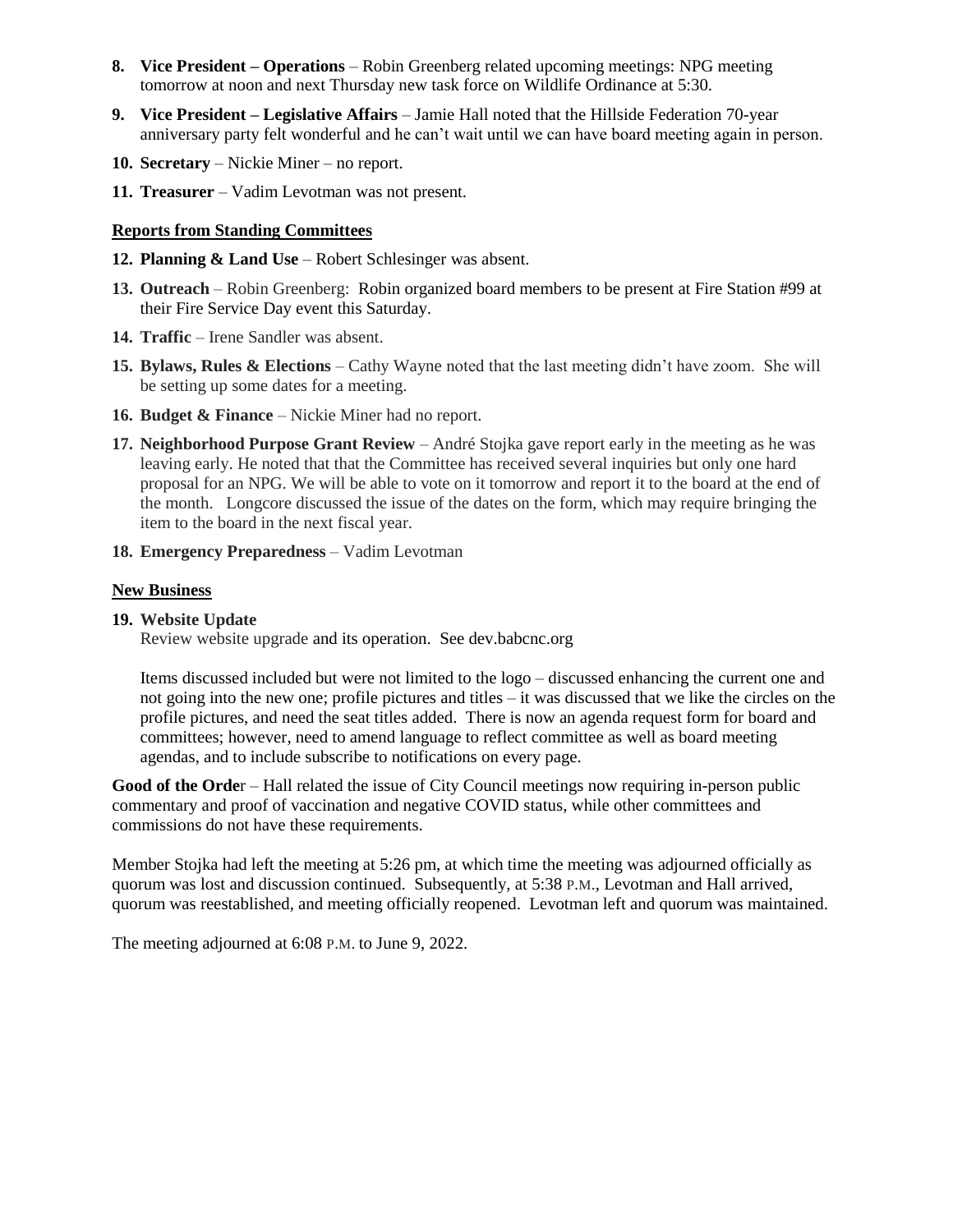8. **Vice President – Operations** – Robin Greenberg related upcoming meetings: NPG meeting tomorrow at noon and next Thursday new task force on Wildlife Ordinance at 5:30.
9. **Vice President – Legislative Affairs** – Jamie Hall noted that the Hillside Federation 70-year anniversary party felt wonderful and he can't wait until we can have board meeting again in person.
10. **Secretary** – Nickie Miner – no report.
11. **Treasurer** – Vadim Levotman was not present.

**Reports from Standing Committees**

12. **Planning & Land Use** – Robert Schlesinger was absent.
13. **Outreach** – Robin Greenberg: Robin organized board members to be present at Fire Station #99 at their Fire Service Day event this Saturday.
14. **Traffic** – Irene Sandler was absent.
15. **Bylaws, Rules & Elections** – Cathy Wayne noted that the last meeting didn't have zoom. She will be setting up some dates for a meeting.
16. **Budget & Finance** – Nickie Miner had no report.
17. **Neighborhood Purpose Grant Review** – André Stojka gave report early in the meeting as he was leaving early. He noted that that the Committee has received several inquiries but only one hard proposal for an NPG. We will be able to vote on it tomorrow and report it to the board at the end of the month. Longcore discussed the issue of the dates on the form, which may require bringing the item to the board in the next fiscal year.
18. **Emergency Preparedness** – Vadim Levotman

**New Business**

19. **Website Update**

    Review website upgrade and its operation. See dev.babcnc.org

    Items discussed included but were not limited to the logo – discussed enhancing the current one and not going into the new one; profile pictures and titles – it was discussed that we like the circles on the profile pictures, and need the seat titles added. There is now an agenda request form for board and committees; however, need to amend language to reflect committee as well as board meeting agendas, and to include subscribe to notifications on every page.

**Good of the Orde**r – Hall related the issue of City Council meetings now requiring in-person public commentary and proof of vaccination and negative COVID status, while other committees and commissions do not have these requirements.

Member Stojka had left the meeting at 5:26 pm, at which time the meeting was adjourned officially as quorum was lost and discussion continued. Subsequently, at 5:38 P.M., Levotman and Hall arrived, quorum was reestablished, and meeting officially reopened. Levotman left and quorum was maintained.

The meeting adjourned at 6:08 P.M. to June 9, 2022.